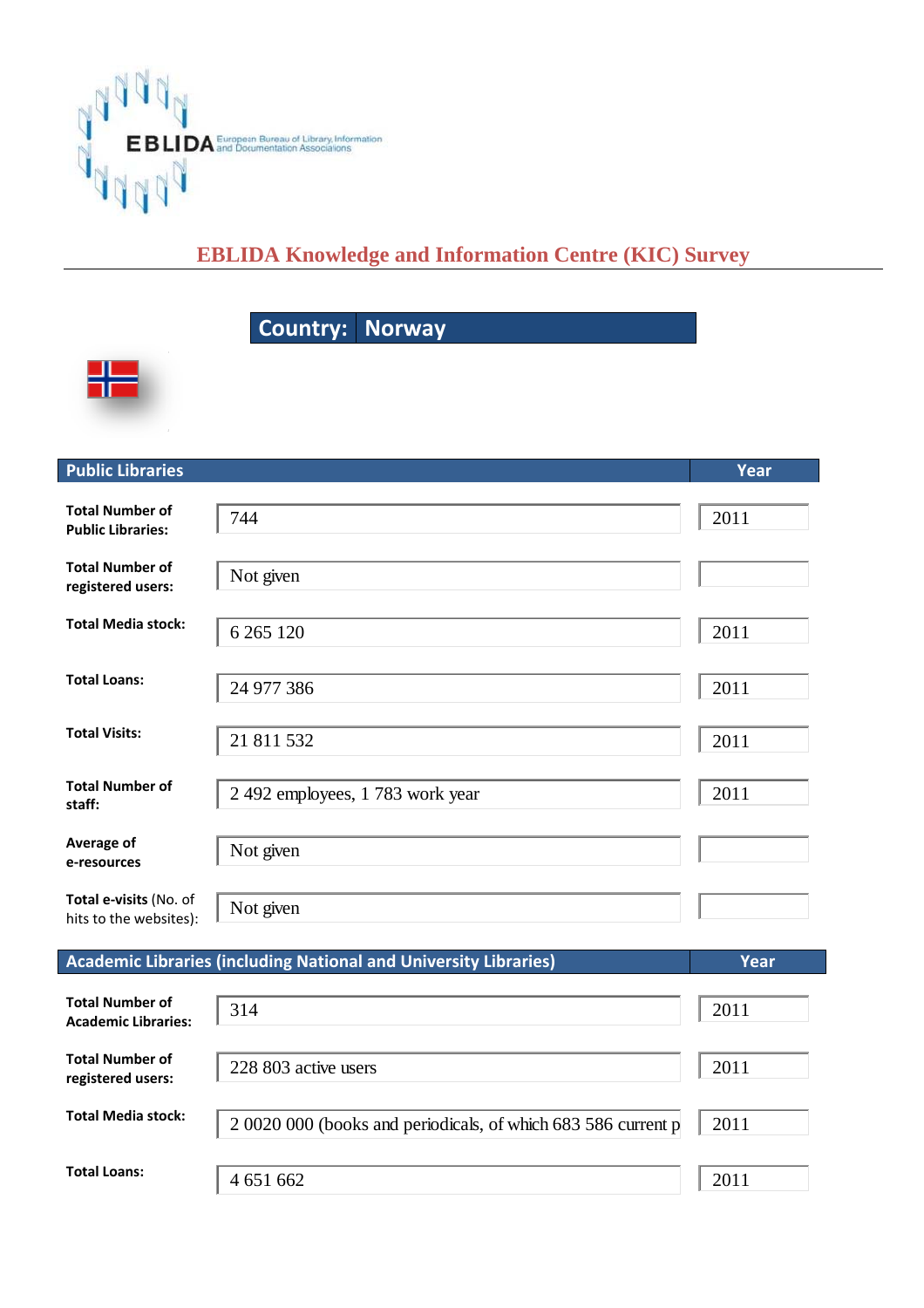EBLIDA European Bureau of Library, Information and Documentation Associations

# EBLIDA Knowledge and Information Centre (KIC) Survey

## Country: Norway

| Public Libraries | | Year |
|---|---|---|
| **Total Number of Public Libraries:** | 744 | 2011 |
| **Total Number of registered users:** | Not given | |
| **Total Media stock:** | 6 265 120 | 2011 |
| **Total Loans:** | 24 977 386 | 2011 |
| **Total Visits:** | 21 811 532 | 2011 |
| **Total Number of staff:** | 2 492 employees, 1 783 work year | 2011 |
| **Average of e-resources** | Not given | |
| **Total e-visits** (No. of hits to the websites): | Not given | |

| Academic Libraries (including National and University Libraries) | | Year |
|---|---|---|
| **Total Number of Academic Libraries:** | 314 | 2011 |
| **Total Number of registered users:** | 228 803 active users | 2011 |
| **Total Media stock:** | 2 0020 000 (books and periodicals, of which 683 586 current p | 2011 |
| **Total Loans:** | 4 651 662 | 2011 |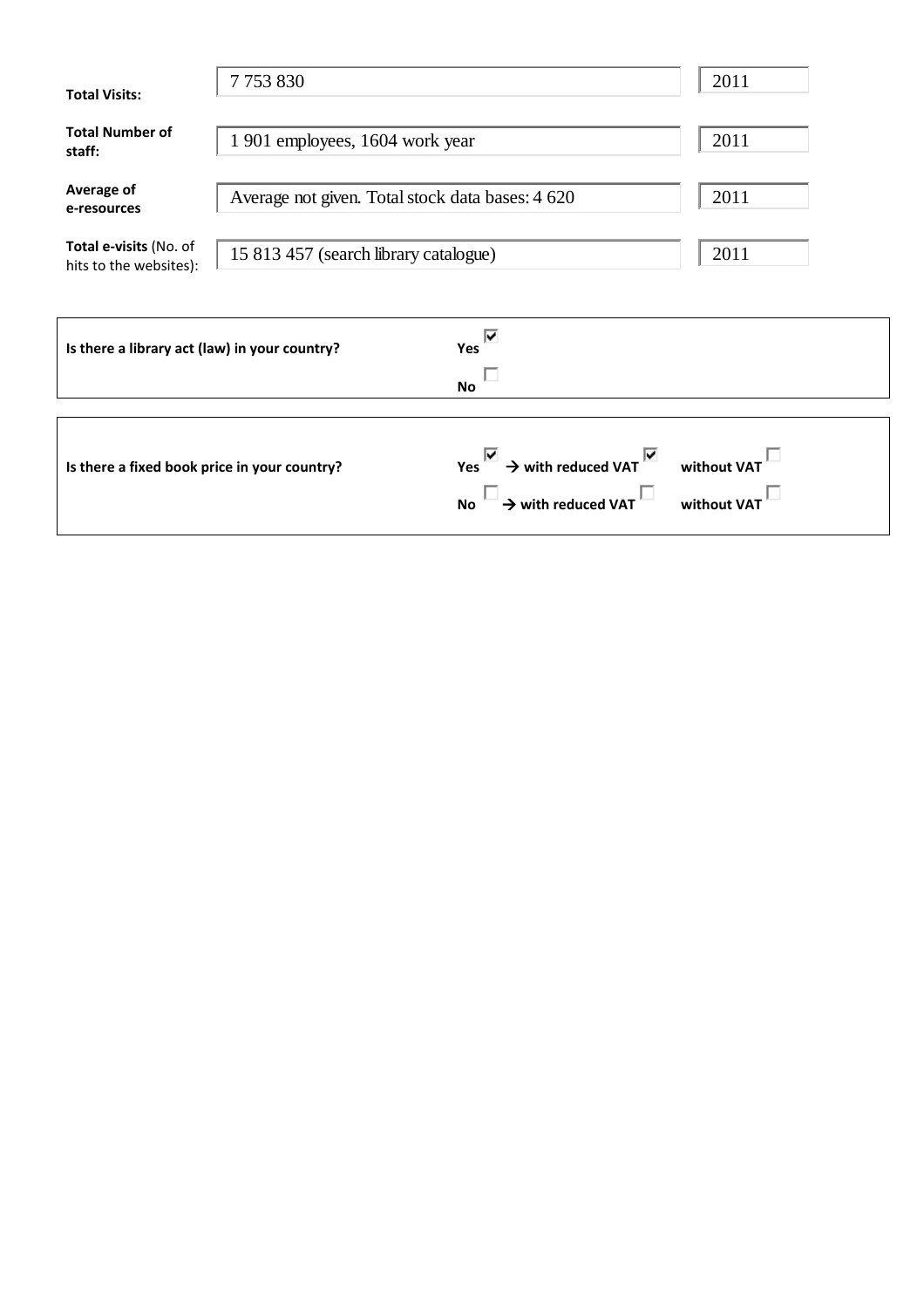| | | |
|---|---|---|
| **Total Visits:** | 7 753 830 | 2011 |
| **Total Number of staff:** | 1 901 employees, 1604 work year | 2011 |
| **Average of e-resources** | Average not given. Total stock data bases: 4 620 | 2011 |
| **Total e-visits** (No. of hits to the websites): | 15 813 457 (search library catalogue) | 2011 |

| | | | |
|---|---|---|---|
| **Is there a library act (law) in your country?** | **Yes** ☑ | | |
| | **No** ☐ | | |
| **Is there a fixed book price in your country?** | **Yes** ☑ | **→ with reduced VAT** ☑ | **without VAT** ☐ |
| | **No** ☐ | **→ with reduced VAT** ☐ | **without VAT** ☐ |